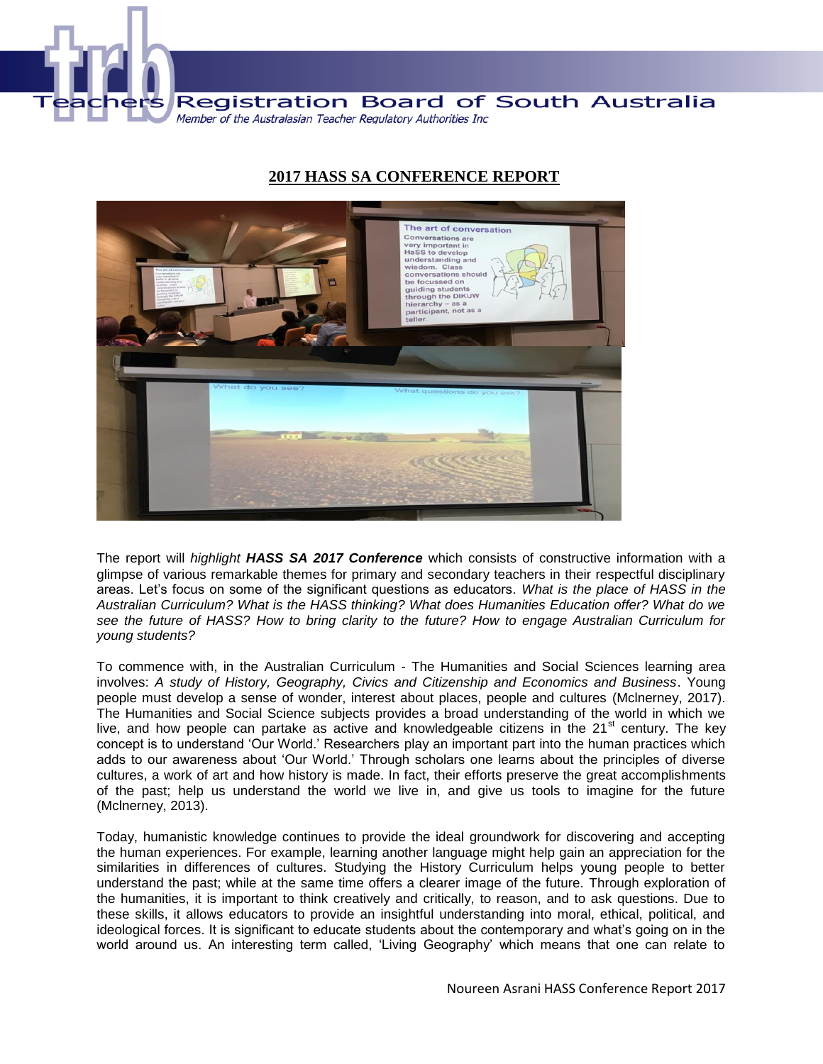# 2017 HASS SA CONFERENCE REPORT

The report will *highlight* ***HASS SA 2017 Conference*** which consists of constructive information with a glimpse of various remarkable themes for primary and secondary teachers in their respectful disciplinary areas. Let's focus on some of the significant questions as educators. *What is the place of HASS in the Australian Curriculum? What is the HASS thinking? What does Humanities Education offer? What do we see the future of HASS? How to bring clarity to the future? How to engage Australian Curriculum for young students?*

To commence with, in the Australian Curriculum - The Humanities and Social Sciences learning area involves: *A study of History, Geography, Civics and Citizenship and Economics and Business*. Young people must develop a sense of wonder, interest about places, people and cultures (Mclnerney, 2017). The Humanities and Social Science subjects provides a broad understanding of the world in which we live, and how people can partake as active and knowledgeable citizens in the 21st century. The key concept is to understand 'Our World.' Researchers play an important part into the human practices which adds to our awareness about 'Our World.' Through scholars one learns about the principles of diverse cultures, a work of art and how history is made. In fact, their efforts preserve the great accomplishments of the past; help us understand the world we live in, and give us tools to imagine for the future (Mclnerney, 2013).

Today, humanistic knowledge continues to provide the ideal groundwork for discovering and accepting the human experiences. For example, learning another language might help gain an appreciation for the similarities in differences of cultures. Studying the History Curriculum helps young people to better understand the past; while at the same time offers a clearer image of the future. Through exploration of the humanities, it is important to think creatively and critically, to reason, and to ask questions. Due to these skills, it allows educators to provide an insightful understanding into moral, ethical, political, and ideological forces. It is significant to educate students about the contemporary and what's going on in the world around us. An interesting term called, 'Living Geography' which means that one can relate to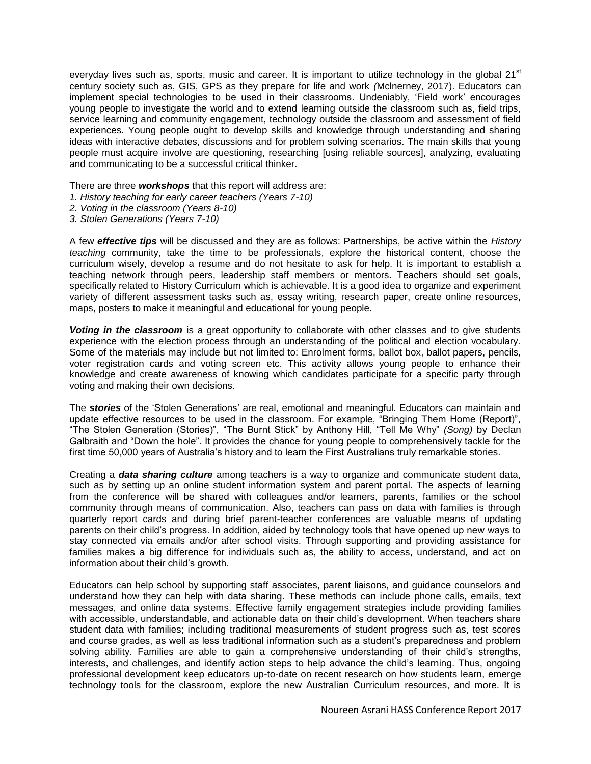everyday lives such as, sports, music and career. It is important to utilize technology in the global 21st century society such as, GIS, GPS as they prepare for life and work *(*Mclnerney, 2017). Educators can implement special technologies to be used in their classrooms. Undeniably, 'Field work' encourages young people to investigate the world and to extend learning outside the classroom such as, field trips, service learning and community engagement, technology outside the classroom and assessment of field experiences. Young people ought to develop skills and knowledge through understanding and sharing ideas with interactive debates, discussions and for problem solving scenarios. The main skills that young people must acquire involve are questioning, researching [using reliable sources], analyzing, evaluating and communicating to be a successful critical thinker.

There are three ***workshops*** that this report will address are:

*1. History teaching for early career teachers (Years 7-10)*
*2. Voting in the classroom (Years 8-10)*
*3. Stolen Generations (Years 7-10)*

A few ***effective tips*** will be discussed and they are as follows: Partnerships, be active within the *History teaching* community, take the time to be professionals, explore the historical content, choose the curriculum wisely, develop a resume and do not hesitate to ask for help. It is important to establish a teaching network through peers, leadership staff members or mentors. Teachers should set goals, specifically related to History Curriculum which is achievable. It is a good idea to organize and experiment variety of different assessment tasks such as, essay writing, research paper, create online resources, maps, posters to make it meaningful and educational for young people.

***Voting in the classroom*** is a great opportunity to collaborate with other classes and to give students experience with the election process through an understanding of the political and election vocabulary. Some of the materials may include but not limited to: Enrolment forms, ballot box, ballot papers, pencils, voter registration cards and voting screen etc. This activity allows young people to enhance their knowledge and create awareness of knowing which candidates participate for a specific party through voting and making their own decisions.

The ***stories*** of the 'Stolen Generations' are real, emotional and meaningful. Educators can maintain and update effective resources to be used in the classroom. For example, "Bringing Them Home (Report)", "The Stolen Generation (Stories)", "The Burnt Stick" by Anthony Hill, "Tell Me Why" *(Song)* by Declan Galbraith and "Down the hole". It provides the chance for young people to comprehensively tackle for the first time 50,000 years of Australia's history and to learn the First Australians truly remarkable stories.

Creating a ***data sharing culture*** among teachers is a way to organize and communicate student data, such as by setting up an online student information system and parent portal. The aspects of learning from the conference will be shared with colleagues and/or learners, parents, families or the school community through means of communication. Also, teachers can pass on data with families is through quarterly report cards and during brief parent-teacher conferences are valuable means of updating parents on their child's progress. In addition, aided by technology tools that have opened up new ways to stay connected via emails and/or after school visits. Through supporting and providing assistance for families makes a big difference for individuals such as, the ability to access, understand, and act on information about their child's growth.

Educators can help school by supporting staff associates, parent liaisons, and guidance counselors and understand how they can help with data sharing. These methods can include phone calls, emails, text messages, and online data systems. Effective family engagement strategies include providing families with accessible, understandable, and actionable data on their child's development. When teachers share student data with families; including traditional measurements of student progress such as, test scores and course grades, as well as less traditional information such as a student's preparedness and problem solving ability. Families are able to gain a comprehensive understanding of their child's strengths, interests, and challenges, and identify action steps to help advance the child's learning. Thus, ongoing professional development keep educators up-to-date on recent research on how students learn, emerge technology tools for the classroom, explore the new Australian Curriculum resources, and more. It is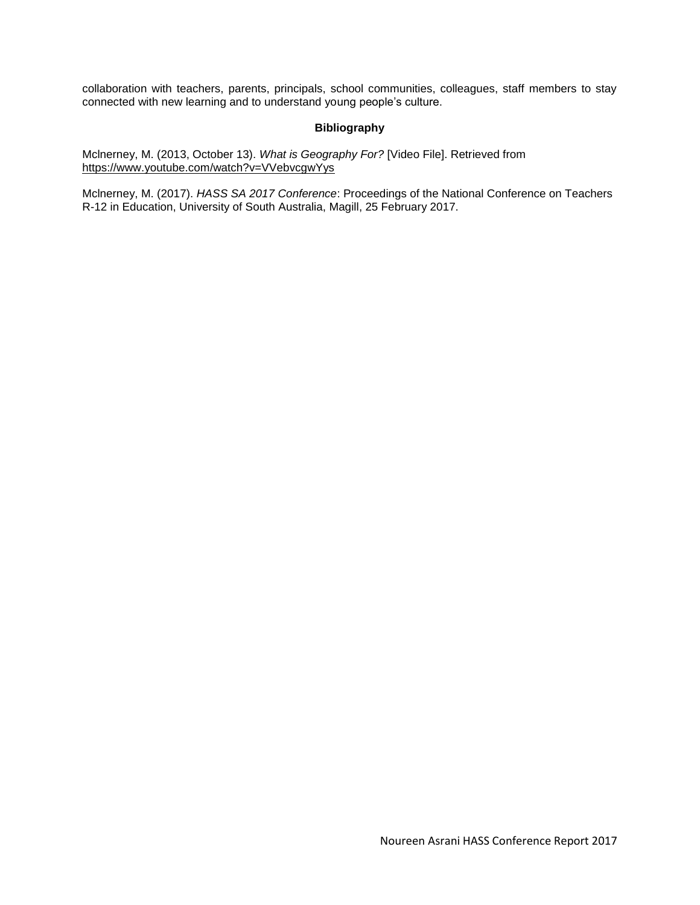collaboration with teachers, parents, principals, school communities, colleagues, staff members to stay connected with new learning and to understand young people's culture.

**Bibliography**

Mclnerney, M. (2013, October 13). *What is Geography For?* [Video File]. Retrieved from https://www.youtube.com/watch?v=VVebvcgwYys

Mclnerney, M. (2017). *HASS SA 2017 Conference*: Proceedings of the National Conference on Teachers R-12 in Education, University of South Australia, Magill, 25 February 2017.